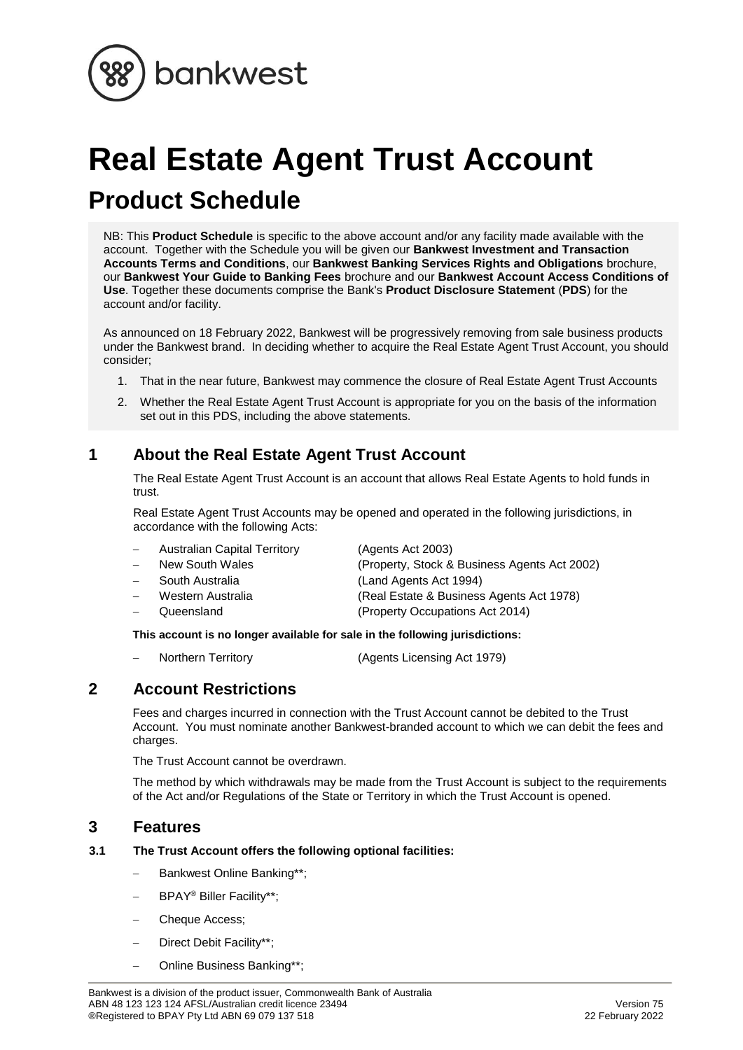# Real Estate Agent Trust Account

## Product Schedule

NB: This **Product Schedule** is specific to the above account and/or any facility made available with the account. Together with the Schedule you will be given our **Bankwest Investment and Transaction Accounts Terms and Conditions**, our **Bankwest Banking Services Rights and Obligations** brochure, our **Bankwest Your Guide to Banking Fees** brochure and our **Bankwest Account Access Conditions of Use**. Together these documents comprise the Bank's **Product Disclosure Statement** (**PDS**) for the account and/or facility.

As announced on 18 February 2022, Bankwest will be progressively removing from sale business products under the Bankwest brand. In deciding whether to acquire the Real Estate Agent Trust Account, you should consider;

1. That in the near future, Bankwest may commence the closure of Real Estate Agent Trust Accounts
2. Whether the Real Estate Agent Trust Account is appropriate for you on the basis of the information set out in this PDS, including the above statements.

## 1 About the Real Estate Agent Trust Account

The Real Estate Agent Trust Account is an account that allows Real Estate Agents to hold funds in trust.

Real Estate Agent Trust Accounts may be opened and operated in the following jurisdictions, in accordance with the following Acts:

- Australian Capital Territory (Agents Act 2003)
- New South Wales (Property, Stock & Business Agents Act 2002)
- South Australia (Land Agents Act 1994)
- Western Australia (Real Estate & Business Agents Act 1978)
- Queensland (Property Occupations Act 2014)

**This account is no longer available for sale in the following jurisdictions:**

- Northern Territory (Agents Licensing Act 1979)

## 2 Account Restrictions

Fees and charges incurred in connection with the Trust Account cannot be debited to the Trust Account. You must nominate another Bankwest-branded account to which we can debit the fees and charges.

The Trust Account cannot be overdrawn.

The method by which withdrawals may be made from the Trust Account is subject to the requirements of the Act and/or Regulations of the State or Territory in which the Trust Account is opened.

## 3 Features

### 3.1 The Trust Account offers the following optional facilities:

- Bankwest Online Banking**;
- BPAY® Biller Facility**;
- Cheque Access;
- Direct Debit Facility**;
- Online Business Banking**;

Bankwest is a division of the product issuer, Commonwealth Bank of Australia
ABN 48 123 123 124 AFSL/Australian credit licence 23494
®Registered to BPAY Pty Ltd ABN 69 079 137 518

Version 75
22 February 2022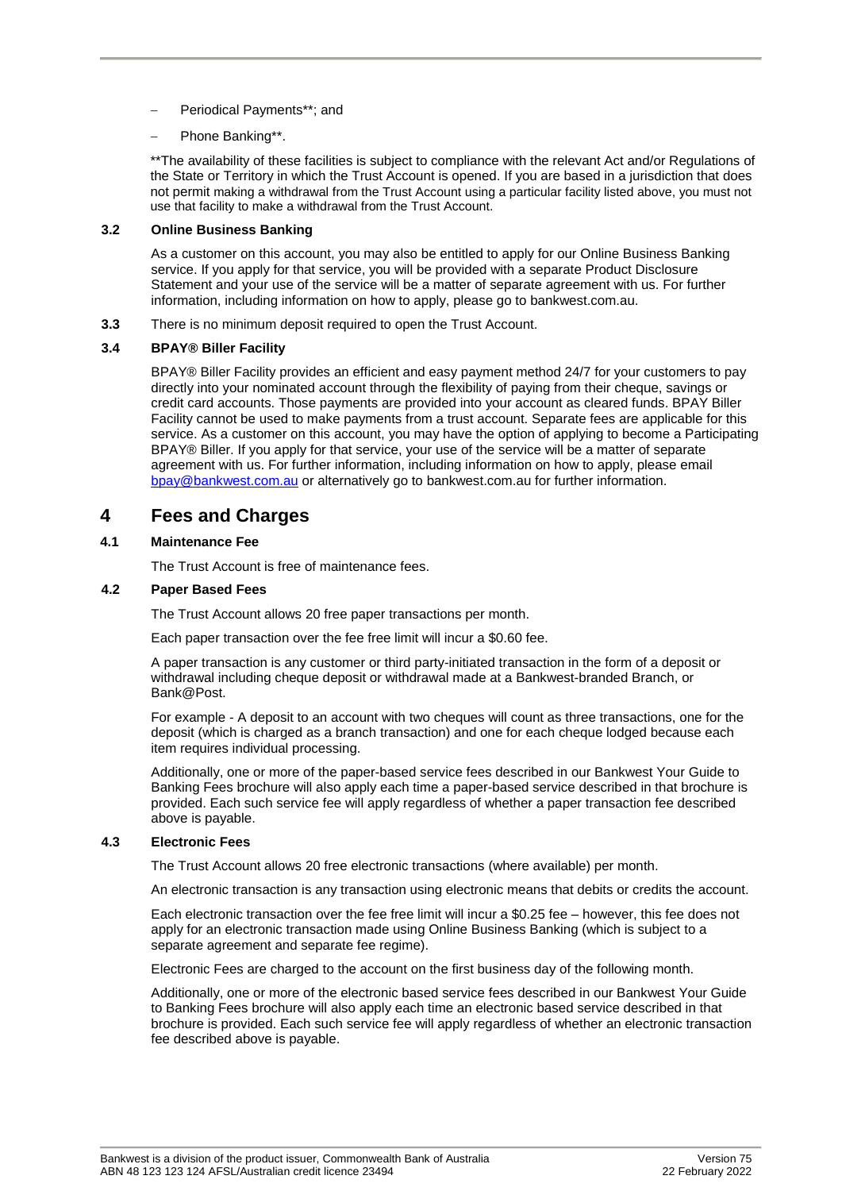- Periodical Payments**; and
- Phone Banking**.

**The availability of these facilities is subject to compliance with the relevant Act and/or Regulations of the State or Territory in which the Trust Account is opened. If you are based in a jurisdiction that does not permit making a withdrawal from the Trust Account using a particular facility listed above, you must not use that facility to make a withdrawal from the Trust Account.

### 3.2 Online Business Banking

As a customer on this account, you may also be entitled to apply for our Online Business Banking service. If you apply for that service, you will be provided with a separate Product Disclosure Statement and your use of the service will be a matter of separate agreement with us. For further information, including information on how to apply, please go to bankwest.com.au.

**3.3** There is no minimum deposit required to open the Trust Account.

### 3.4 BPAY® Biller Facility

BPAY® Biller Facility provides an efficient and easy payment method 24/7 for your customers to pay directly into your nominated account through the flexibility of paying from their cheque, savings or credit card accounts. Those payments are provided into your account as cleared funds. BPAY Biller Facility cannot be used to make payments from a trust account. Separate fees are applicable for this service. As a customer on this account, you may have the option of applying to become a Participating BPAY® Biller. If you apply for that service, your use of the service will be a matter of separate agreement with us. For further information, including information on how to apply, please email bpay@bankwest.com.au or alternatively go to bankwest.com.au for further information.

## 4 Fees and Charges

### 4.1 Maintenance Fee

The Trust Account is free of maintenance fees.

### 4.2 Paper Based Fees

The Trust Account allows 20 free paper transactions per month.

Each paper transaction over the fee free limit will incur a $0.60 fee.

A paper transaction is any customer or third party-initiated transaction in the form of a deposit or withdrawal including cheque deposit or withdrawal made at a Bankwest-branded Branch, or Bank@Post.

For example - A deposit to an account with two cheques will count as three transactions, one for the deposit (which is charged as a branch transaction) and one for each cheque lodged because each item requires individual processing.

Additionally, one or more of the paper-based service fees described in our Bankwest Your Guide to Banking Fees brochure will also apply each time a paper-based service described in that brochure is provided. Each such service fee will apply regardless of whether a paper transaction fee described above is payable.

### 4.3 Electronic Fees

The Trust Account allows 20 free electronic transactions (where available) per month.

An electronic transaction is any transaction using electronic means that debits or credits the account.

Each electronic transaction over the fee free limit will incur a $0.25 fee – however, this fee does not apply for an electronic transaction made using Online Business Banking (which is subject to a separate agreement and separate fee regime).

Electronic Fees are charged to the account on the first business day of the following month.

Additionally, one or more of the electronic based service fees described in our Bankwest Your Guide to Banking Fees brochure will also apply each time an electronic based service described in that brochure is provided. Each such service fee will apply regardless of whether an electronic transaction fee described above is payable.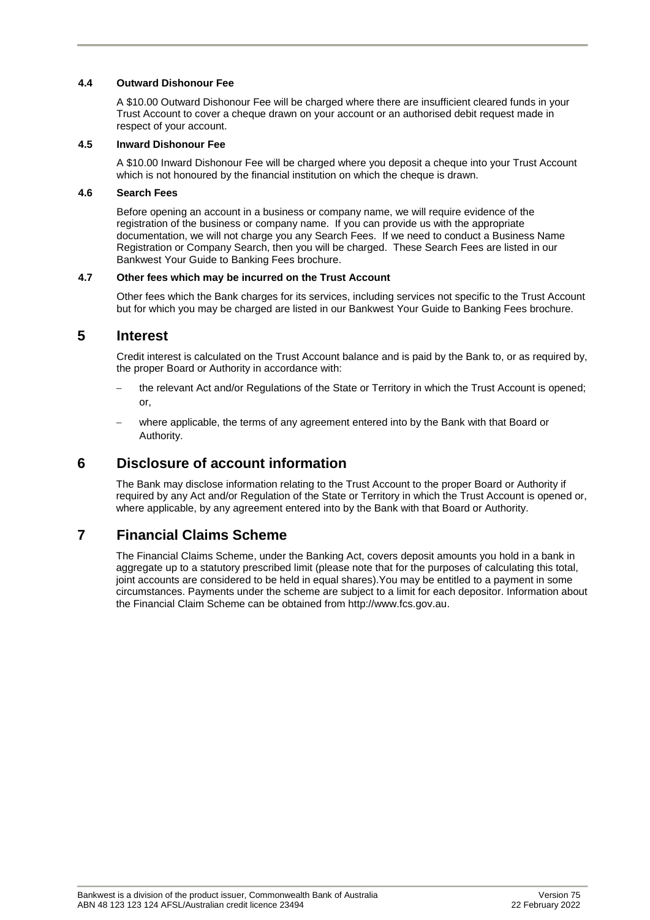### 4.4 Outward Dishonour Fee

A $10.00 Outward Dishonour Fee will be charged where there are insufficient cleared funds in your Trust Account to cover a cheque drawn on your account or an authorised debit request made in respect of your account.

### 4.5 Inward Dishonour Fee

A $10.00 Inward Dishonour Fee will be charged where you deposit a cheque into your Trust Account which is not honoured by the financial institution on which the cheque is drawn.

### 4.6 Search Fees

Before opening an account in a business or company name, we will require evidence of the registration of the business or company name. If you can provide us with the appropriate documentation, we will not charge you any Search Fees. If we need to conduct a Business Name Registration or Company Search, then you will be charged. These Search Fees are listed in our Bankwest Your Guide to Banking Fees brochure.

### 4.7 Other fees which may be incurred on the Trust Account

Other fees which the Bank charges for its services, including services not specific to the Trust Account but for which you may be charged are listed in our Bankwest Your Guide to Banking Fees brochure.

## 5 Interest

Credit interest is calculated on the Trust Account balance and is paid by the Bank to, or as required by, the proper Board or Authority in accordance with:

- the relevant Act and/or Regulations of the State or Territory in which the Trust Account is opened; or,
- where applicable, the terms of any agreement entered into by the Bank with that Board or Authority.

## 6 Disclosure of account information

The Bank may disclose information relating to the Trust Account to the proper Board or Authority if required by any Act and/or Regulation of the State or Territory in which the Trust Account is opened or, where applicable, by any agreement entered into by the Bank with that Board or Authority.

## 7 Financial Claims Scheme

The Financial Claims Scheme, under the Banking Act, covers deposit amounts you hold in a bank in aggregate up to a statutory prescribed limit (please note that for the purposes of calculating this total, joint accounts are considered to be held in equal shares).You may be entitled to a payment in some circumstances. Payments under the scheme are subject to a limit for each depositor. Information about the Financial Claim Scheme can be obtained from http://www.fcs.gov.au.